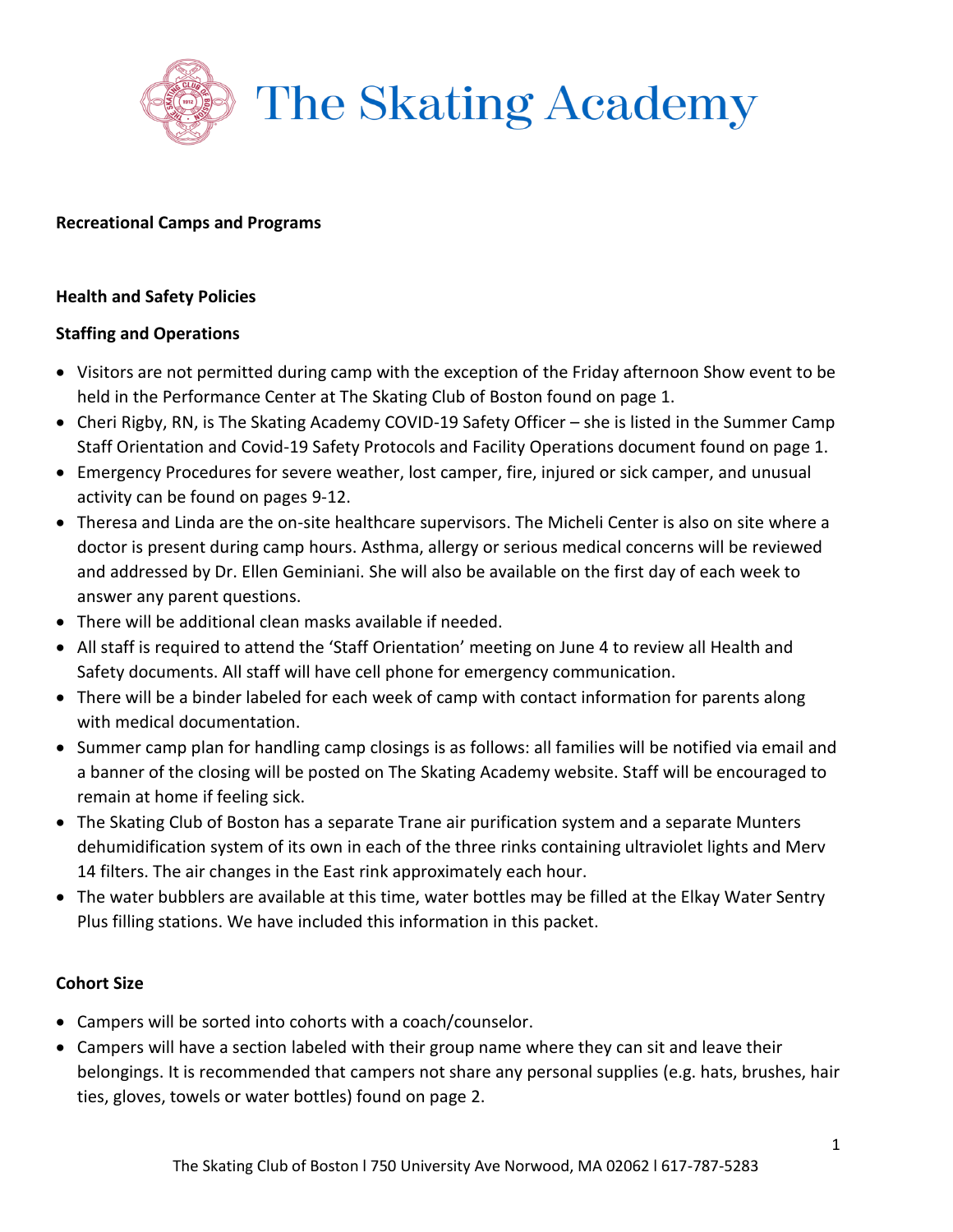# The Skating Academy

**Recreational Camps and Programs**

**Health and Safety Policies**

**Staffing and Operations**

- Visitors are not permitted during camp with the exception of the Friday afternoon Show event to be held in the Performance Center at The Skating Club of Boston found on page 1.
- Cheri Rigby, RN, is The Skating Academy COVID-19 Safety Officer – she is listed in the Summer Camp Staff Orientation and Covid-19 Safety Protocols and Facility Operations document found on page 1.
- Emergency Procedures for severe weather, lost camper, fire, injured or sick camper, and unusual activity can be found on pages 9-12.
- Theresa and Linda are the on-site healthcare supervisors. The Micheli Center is also on site where a doctor is present during camp hours. Asthma, allergy or serious medical concerns will be reviewed and addressed by Dr. Ellen Geminiani. She will also be available on the first day of each week to answer any parent questions.
- There will be additional clean masks available if needed.
- All staff is required to attend the 'Staff Orientation' meeting on June 4 to review all Health and Safety documents. All staff will have cell phone for emergency communication.
- There will be a binder labeled for each week of camp with contact information for parents along with medical documentation.
- Summer camp plan for handling camp closings is as follows: all families will be notified via email and a banner of the closing will be posted on The Skating Academy website. Staff will be encouraged to remain at home if feeling sick.
- The Skating Club of Boston has a separate Trane air purification system and a separate Munters dehumidification system of its own in each of the three rinks containing ultraviolet lights and Merv 14 filters. The air changes in the East rink approximately each hour.
- The water bubblers are available at this time, water bottles may be filled at the Elkay Water Sentry Plus filling stations. We have included this information in this packet.

**Cohort Size**

- Campers will be sorted into cohorts with a coach/counselor.
- Campers will have a section labeled with their group name where they can sit and leave their belongings. It is recommended that campers not share any personal supplies (e.g. hats, brushes, hair ties, gloves, towels or water bottles) found on page 2.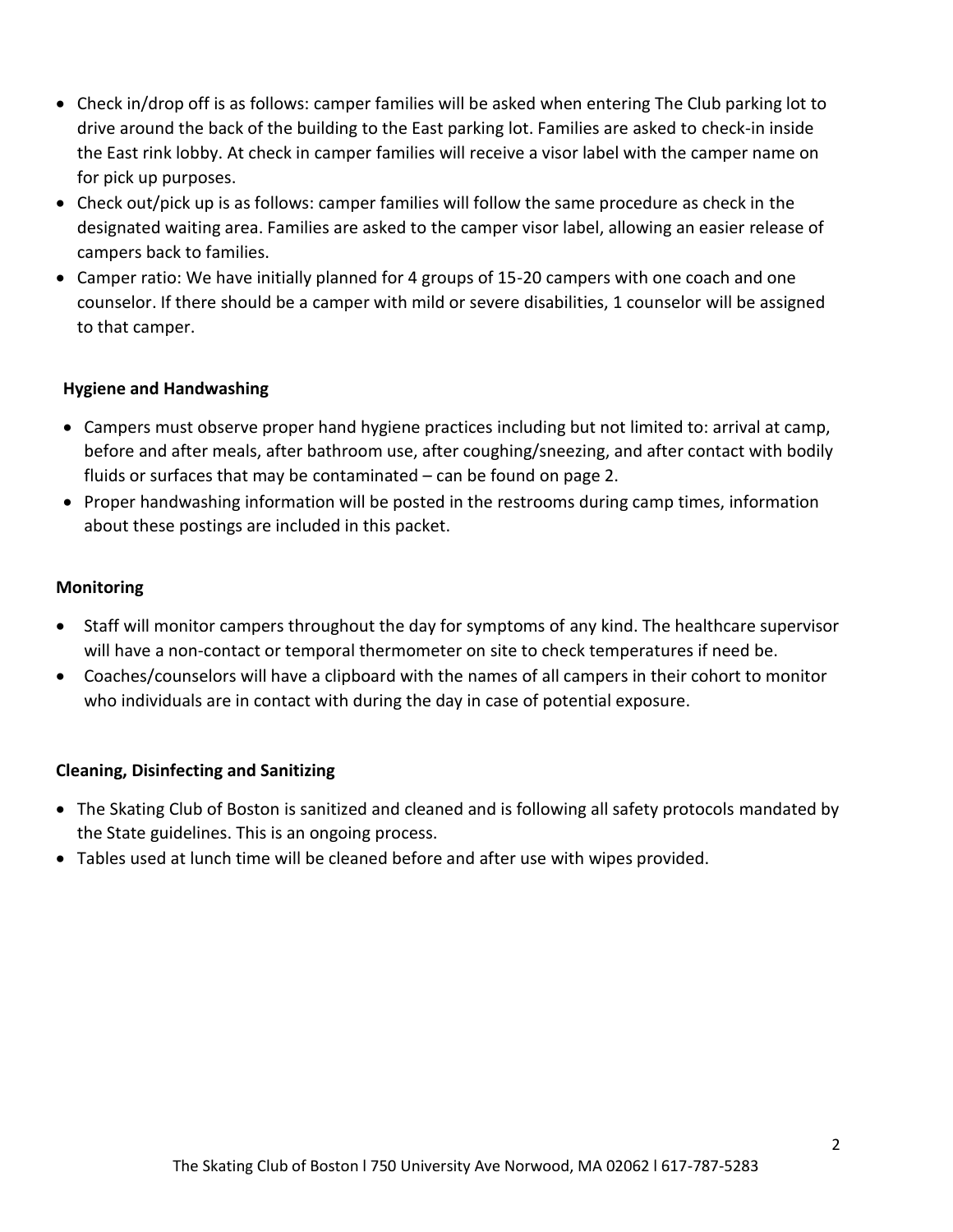- Check in/drop off is as follows: camper families will be asked when entering The Club parking lot to drive around the back of the building to the East parking lot. Families are asked to check-in inside the East rink lobby. At check in camper families will receive a visor label with the camper name on for pick up purposes.
- Check out/pick up is as follows: camper families will follow the same procedure as check in the designated waiting area. Families are asked to the camper visor label, allowing an easier release of campers back to families.
- Camper ratio: We have initially planned for 4 groups of 15-20 campers with one coach and one counselor. If there should be a camper with mild or severe disabilities, 1 counselor will be assigned to that camper.

**Hygiene and Handwashing**

- Campers must observe proper hand hygiene practices including but not limited to: arrival at camp, before and after meals, after bathroom use, after coughing/sneezing, and after contact with bodily fluids or surfaces that may be contaminated – can be found on page 2.
- Proper handwashing information will be posted in the restrooms during camp times, information about these postings are included in this packet.

**Monitoring**

- Staff will monitor campers throughout the day for symptoms of any kind. The healthcare supervisor will have a non-contact or temporal thermometer on site to check temperatures if need be.
- Coaches/counselors will have a clipboard with the names of all campers in their cohort to monitor who individuals are in contact with during the day in case of potential exposure.

**Cleaning, Disinfecting and Sanitizing**

- The Skating Club of Boston is sanitized and cleaned and is following all safety protocols mandated by the State guidelines. This is an ongoing process.
- Tables used at lunch time will be cleaned before and after use with wipes provided.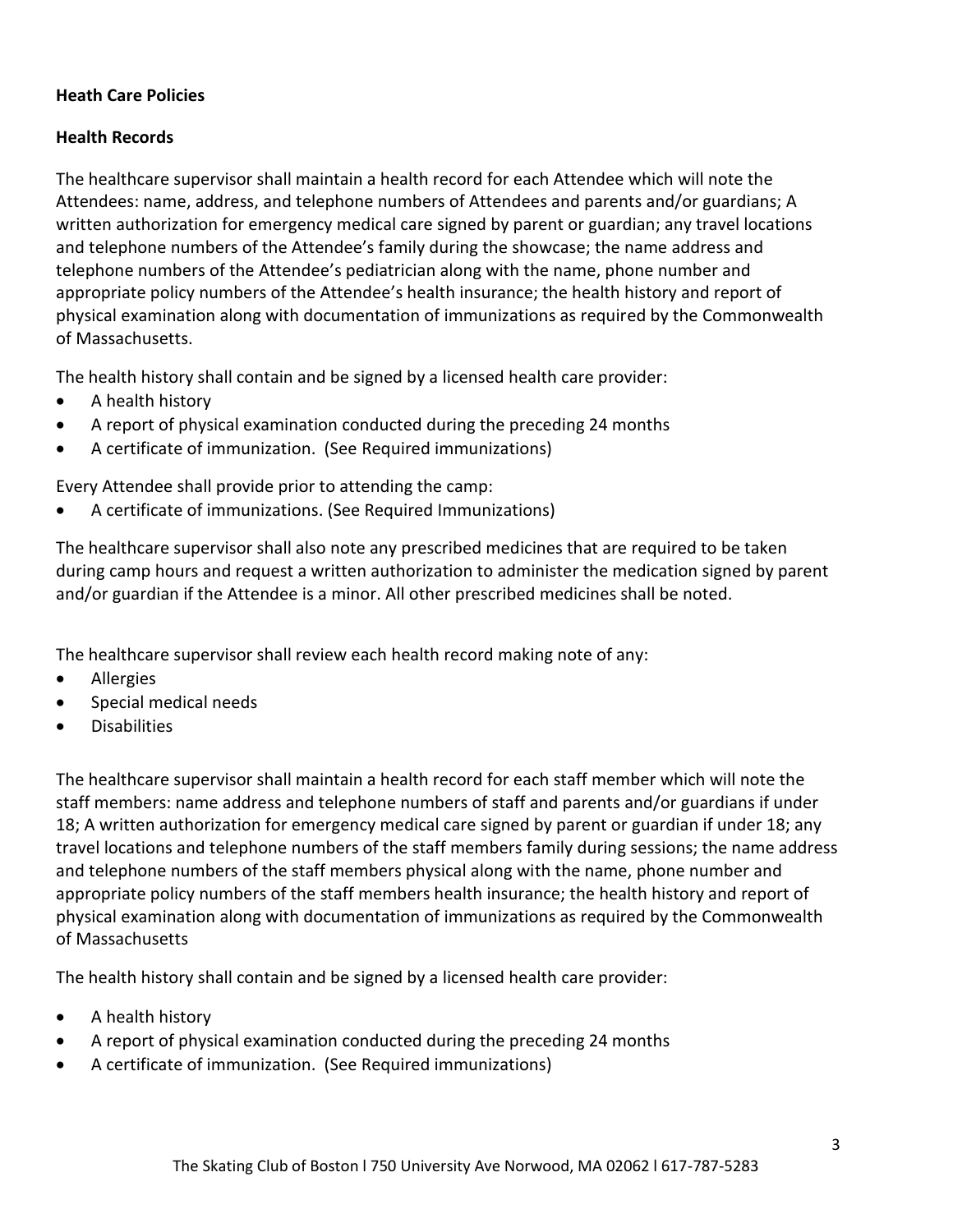**Heath Care Policies**

**Health Records**

The healthcare supervisor shall maintain a health record for each Attendee which will note the Attendees: name, address, and telephone numbers of Attendees and parents and/or guardians; A written authorization for emergency medical care signed by parent or guardian; any travel locations and telephone numbers of the Attendee's family during the showcase; the name address and telephone numbers of the Attendee's pediatrician along with the name, phone number and appropriate policy numbers of the Attendee's health insurance; the health history and report of physical examination along with documentation of immunizations as required by the Commonwealth of Massachusetts.

The health history shall contain and be signed by a licensed health care provider:

- A health history
- A report of physical examination conducted during the preceding 24 months
- A certificate of immunization. (See Required immunizations)

Every Attendee shall provide prior to attending the camp:

- A certificate of immunizations. (See Required Immunizations)

The healthcare supervisor shall also note any prescribed medicines that are required to be taken during camp hours and request a written authorization to administer the medication signed by parent and/or guardian if the Attendee is a minor. All other prescribed medicines shall be noted.

The healthcare supervisor shall review each health record making note of any:

- Allergies
- Special medical needs
- Disabilities

The healthcare supervisor shall maintain a health record for each staff member which will note the staff members: name address and telephone numbers of staff and parents and/or guardians if under 18; A written authorization for emergency medical care signed by parent or guardian if under 18; any travel locations and telephone numbers of the staff members family during sessions; the name address and telephone numbers of the staff members physical along with the name, phone number and appropriate policy numbers of the staff members health insurance; the health history and report of physical examination along with documentation of immunizations as required by the Commonwealth of Massachusetts

The health history shall contain and be signed by a licensed health care provider:

- A health history
- A report of physical examination conducted during the preceding 24 months
- A certificate of immunization. (See Required immunizations)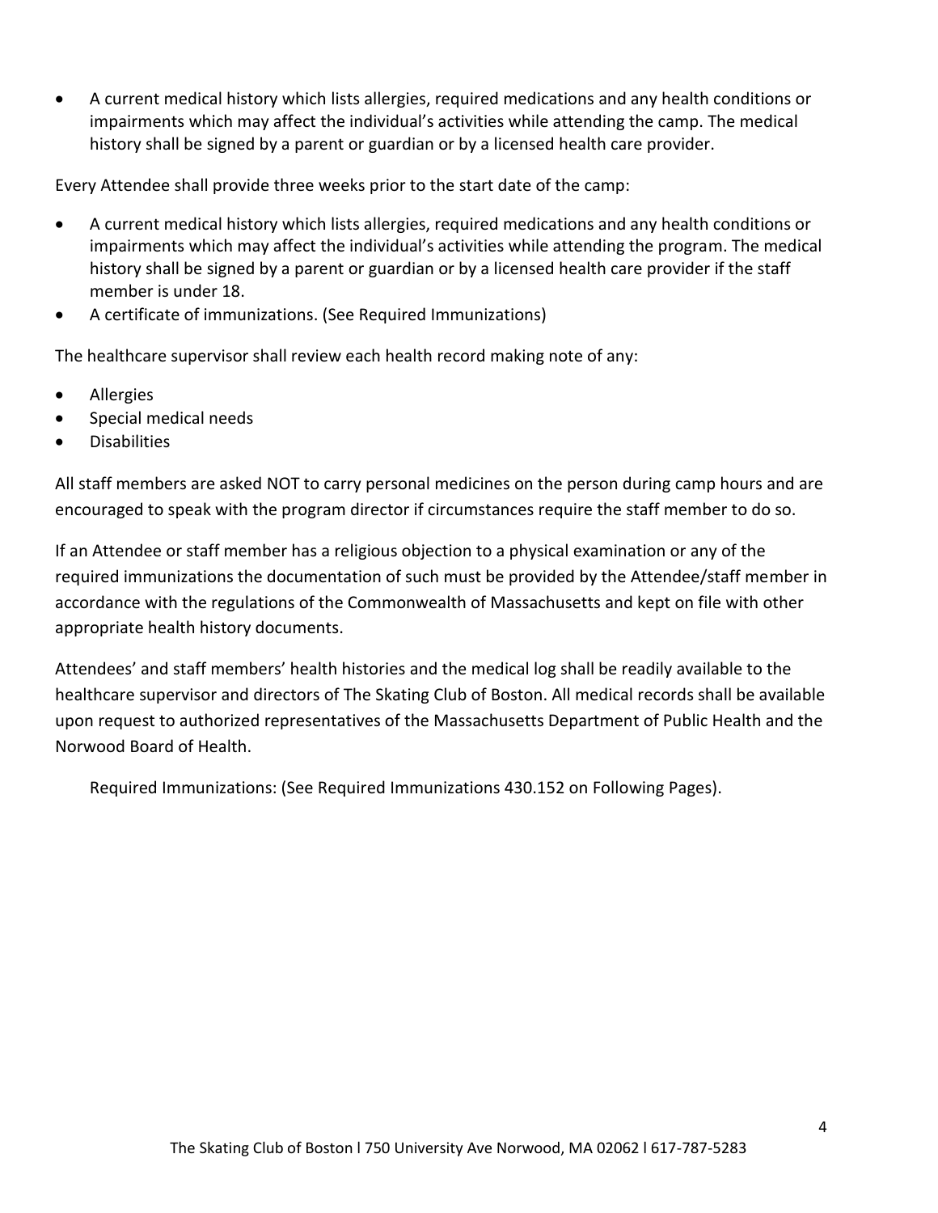- A current medical history which lists allergies, required medications and any health conditions or impairments which may affect the individual's activities while attending the camp. The medical history shall be signed by a parent or guardian or by a licensed health care provider.

Every Attendee shall provide three weeks prior to the start date of the camp:

- A current medical history which lists allergies, required medications and any health conditions or impairments which may affect the individual's activities while attending the program. The medical history shall be signed by a parent or guardian or by a licensed health care provider if the staff member is under 18.
- A certificate of immunizations. (See Required Immunizations)

The healthcare supervisor shall review each health record making note of any:

- Allergies
- Special medical needs
- Disabilities

All staff members are asked NOT to carry personal medicines on the person during camp hours and are encouraged to speak with the program director if circumstances require the staff member to do so.

If an Attendee or staff member has a religious objection to a physical examination or any of the required immunizations the documentation of such must be provided by the Attendee/staff member in accordance with the regulations of the Commonwealth of Massachusetts and kept on file with other appropriate health history documents.

Attendees' and staff members' health histories and the medical log shall be readily available to the healthcare supervisor and directors of The Skating Club of Boston. All medical records shall be available upon request to authorized representatives of the Massachusetts Department of Public Health and the Norwood Board of Health.

Required Immunizations: (See Required Immunizations 430.152 on Following Pages).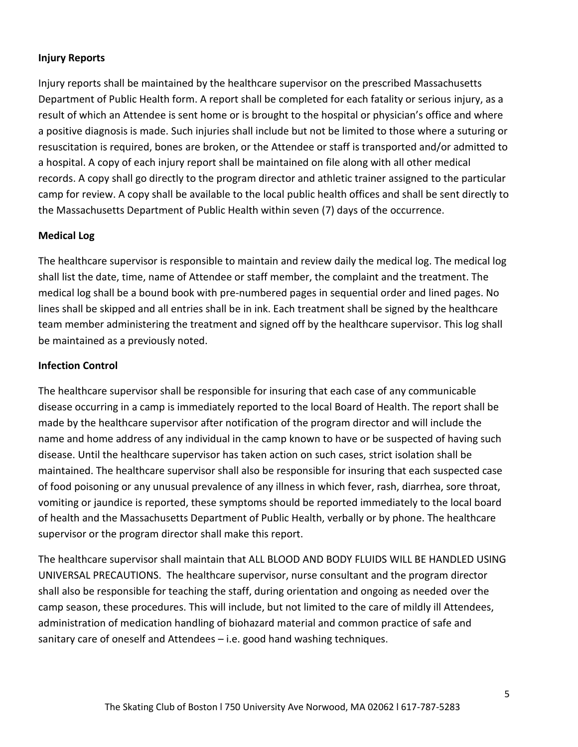**Injury Reports**

Injury reports shall be maintained by the healthcare supervisor on the prescribed Massachusetts Department of Public Health form. A report shall be completed for each fatality or serious injury, as a result of which an Attendee is sent home or is brought to the hospital or physician's office and where a positive diagnosis is made. Such injuries shall include but not be limited to those where a suturing or resuscitation is required, bones are broken, or the Attendee or staff is transported and/or admitted to a hospital. A copy of each injury report shall be maintained on file along with all other medical records. A copy shall go directly to the program director and athletic trainer assigned to the particular camp for review. A copy shall be available to the local public health offices and shall be sent directly to the Massachusetts Department of Public Health within seven (7) days of the occurrence.

**Medical Log**

The healthcare supervisor is responsible to maintain and review daily the medical log. The medical log shall list the date, time, name of Attendee or staff member, the complaint and the treatment. The medical log shall be a bound book with pre-numbered pages in sequential order and lined pages. No lines shall be skipped and all entries shall be in ink. Each treatment shall be signed by the healthcare team member administering the treatment and signed off by the healthcare supervisor. This log shall be maintained as a previously noted.

**Infection Control**

The healthcare supervisor shall be responsible for insuring that each case of any communicable disease occurring in a camp is immediately reported to the local Board of Health. The report shall be made by the healthcare supervisor after notification of the program director and will include the name and home address of any individual in the camp known to have or be suspected of having such disease. Until the healthcare supervisor has taken action on such cases, strict isolation shall be maintained. The healthcare supervisor shall also be responsible for insuring that each suspected case of food poisoning or any unusual prevalence of any illness in which fever, rash, diarrhea, sore throat, vomiting or jaundice is reported, these symptoms should be reported immediately to the local board of health and the Massachusetts Department of Public Health, verbally or by phone. The healthcare supervisor or the program director shall make this report.

The healthcare supervisor shall maintain that ALL BLOOD AND BODY FLUIDS WILL BE HANDLED USING UNIVERSAL PRECAUTIONS. The healthcare supervisor, nurse consultant and the program director shall also be responsible for teaching the staff, during orientation and ongoing as needed over the camp season, these procedures. This will include, but not limited to the care of mildly ill Attendees, administration of medication handling of biohazard material and common practice of safe and sanitary care of oneself and Attendees – i.e. good hand washing techniques.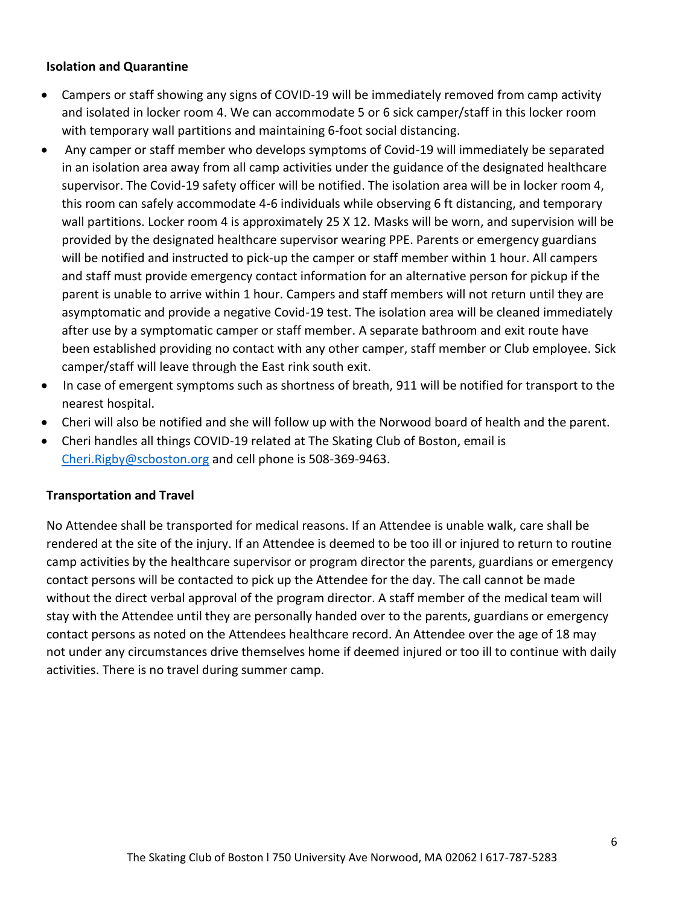**Isolation and Quarantine**

- Campers or staff showing any signs of COVID-19 will be immediately removed from camp activity and isolated in locker room 4. We can accommodate 5 or 6 sick camper/staff in this locker room with temporary wall partitions and maintaining 6-foot social distancing.
- Any camper or staff member who develops symptoms of Covid-19 will immediately be separated in an isolation area away from all camp activities under the guidance of the designated healthcare supervisor. The Covid-19 safety officer will be notified. The isolation area will be in locker room 4, this room can safely accommodate 4-6 individuals while observing 6 ft distancing, and temporary wall partitions. Locker room 4 is approximately 25 X 12. Masks will be worn, and supervision will be provided by the designated healthcare supervisor wearing PPE. Parents or emergency guardians will be notified and instructed to pick-up the camper or staff member within 1 hour. All campers and staff must provide emergency contact information for an alternative person for pickup if the parent is unable to arrive within 1 hour. Campers and staff members will not return until they are asymptomatic and provide a negative Covid-19 test. The isolation area will be cleaned immediately after use by a symptomatic camper or staff member. A separate bathroom and exit route have been established providing no contact with any other camper, staff member or Club employee. Sick camper/staff will leave through the East rink south exit.
- In case of emergent symptoms such as shortness of breath, 911 will be notified for transport to the nearest hospital.
- Cheri will also be notified and she will follow up with the Norwood board of health and the parent.
- Cheri handles all things COVID-19 related at The Skating Club of Boston, email is Cheri.Rigby@scboston.org and cell phone is 508-369-9463.

**Transportation and Travel**

No Attendee shall be transported for medical reasons. If an Attendee is unable walk, care shall be rendered at the site of the injury. If an Attendee is deemed to be too ill or injured to return to routine camp activities by the healthcare supervisor or program director the parents, guardians or emergency contact persons will be contacted to pick up the Attendee for the day. The call cannot be made without the direct verbal approval of the program director. A staff member of the medical team will stay with the Attendee until they are personally handed over to the parents, guardians or emergency contact persons as noted on the Attendees healthcare record. An Attendee over the age of 18 may not under any circumstances drive themselves home if deemed injured or too ill to continue with daily activities. There is no travel during summer camp.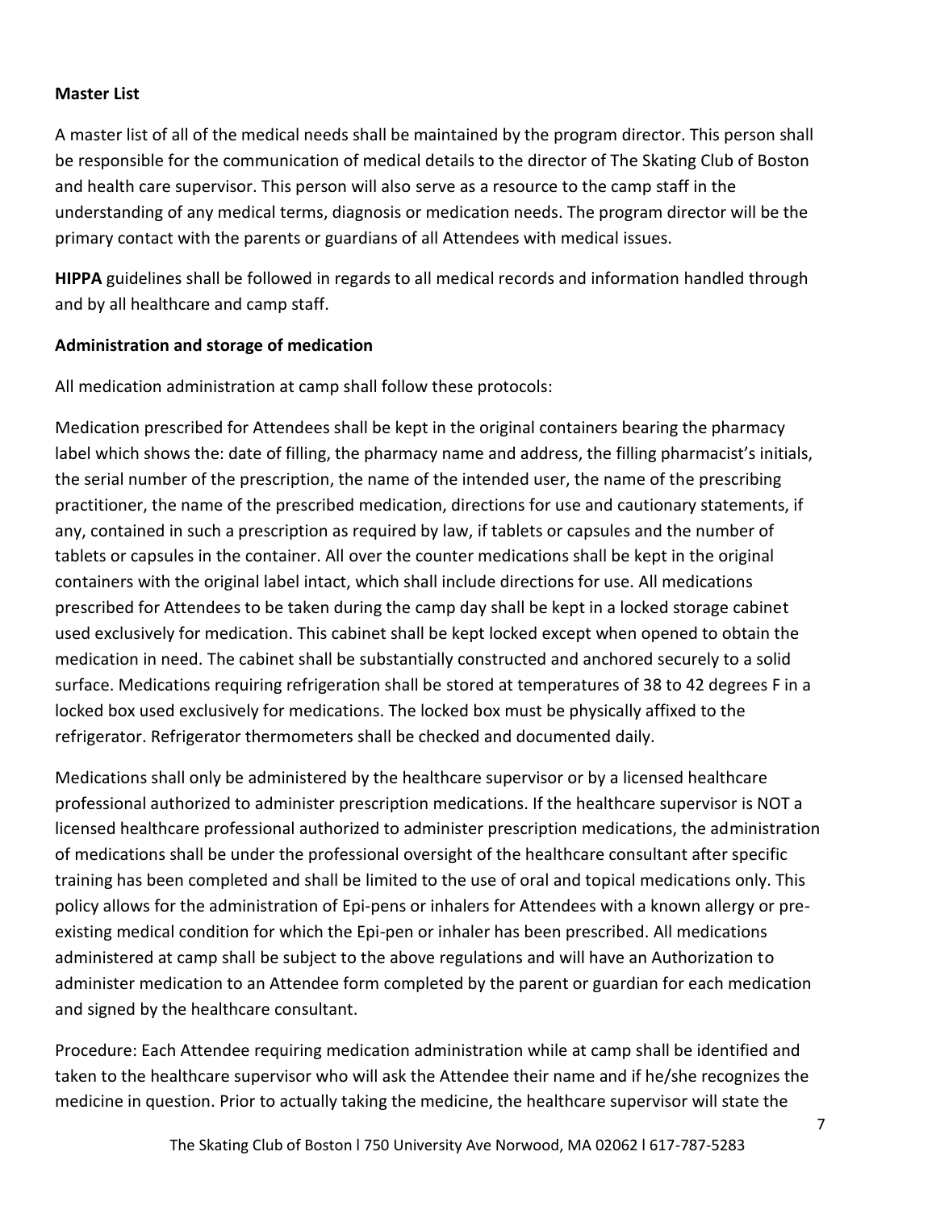**Master List**

A master list of all of the medical needs shall be maintained by the program director. This person shall be responsible for the communication of medical details to the director of The Skating Club of Boston and health care supervisor. This person will also serve as a resource to the camp staff in the understanding of any medical terms, diagnosis or medication needs. The program director will be the primary contact with the parents or guardians of all Attendees with medical issues.

**HIPPA** guidelines shall be followed in regards to all medical records and information handled through and by all healthcare and camp staff.

**Administration and storage of medication**

All medication administration at camp shall follow these protocols:

Medication prescribed for Attendees shall be kept in the original containers bearing the pharmacy label which shows the: date of filling, the pharmacy name and address, the filling pharmacist's initials, the serial number of the prescription, the name of the intended user, the name of the prescribing practitioner, the name of the prescribed medication, directions for use and cautionary statements, if any, contained in such a prescription as required by law, if tablets or capsules and the number of tablets or capsules in the container. All over the counter medications shall be kept in the original containers with the original label intact, which shall include directions for use. All medications prescribed for Attendees to be taken during the camp day shall be kept in a locked storage cabinet used exclusively for medication. This cabinet shall be kept locked except when opened to obtain the medication in need. The cabinet shall be substantially constructed and anchored securely to a solid surface. Medications requiring refrigeration shall be stored at temperatures of 38 to 42 degrees F in a locked box used exclusively for medications. The locked box must be physically affixed to the refrigerator. Refrigerator thermometers shall be checked and documented daily.

Medications shall only be administered by the healthcare supervisor or by a licensed healthcare professional authorized to administer prescription medications. If the healthcare supervisor is NOT a licensed healthcare professional authorized to administer prescription medications, the administration of medications shall be under the professional oversight of the healthcare consultant after specific training has been completed and shall be limited to the use of oral and topical medications only. This policy allows for the administration of Epi-pens or inhalers for Attendees with a known allergy or pre-existing medical condition for which the Epi-pen or inhaler has been prescribed. All medications administered at camp shall be subject to the above regulations and will have an Authorization to administer medication to an Attendee form completed by the parent or guardian for each medication and signed by the healthcare consultant.

Procedure: Each Attendee requiring medication administration while at camp shall be identified and taken to the healthcare supervisor who will ask the Attendee their name and if he/she recognizes the medicine in question. Prior to actually taking the medicine, the healthcare supervisor will state the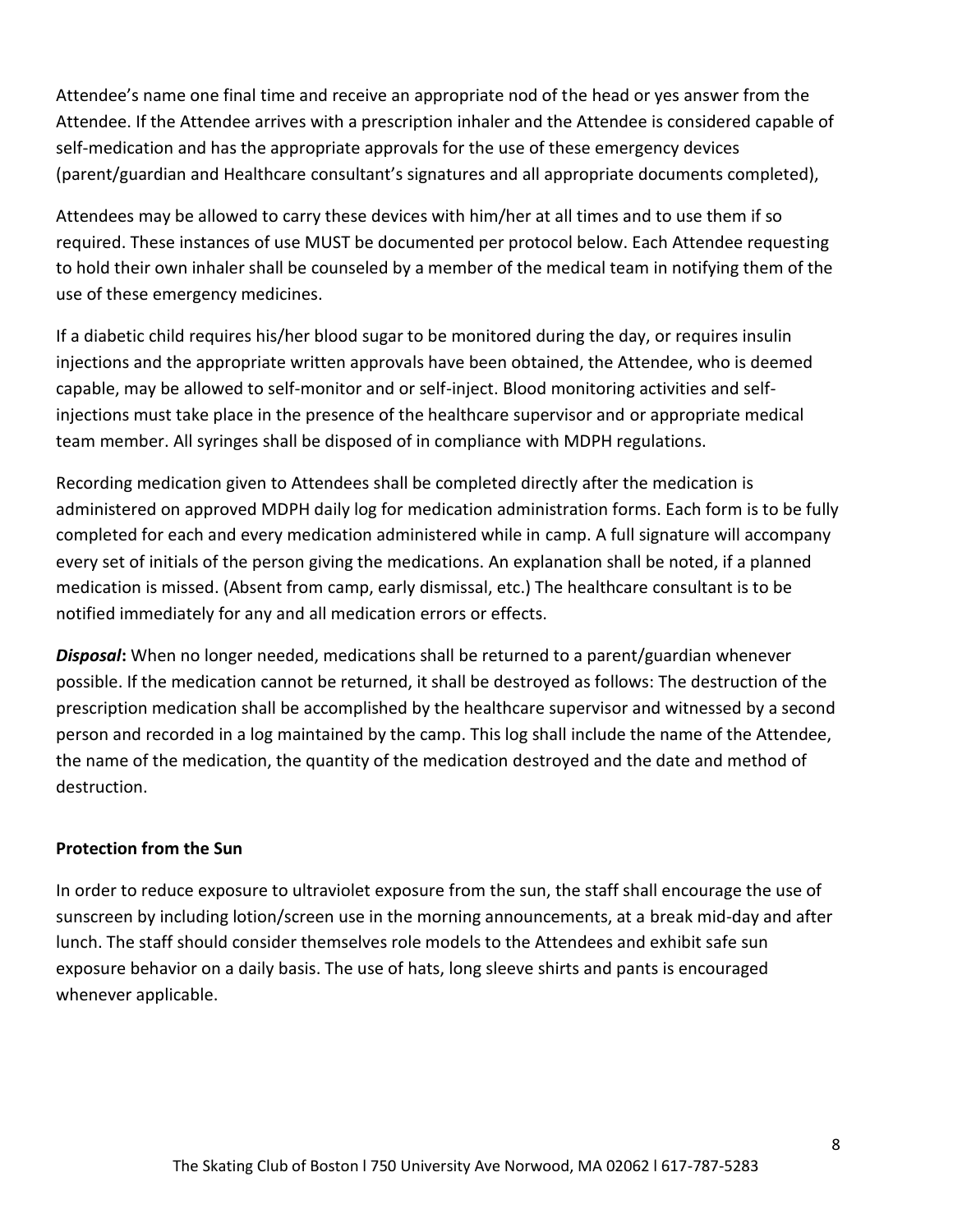Attendee's name one final time and receive an appropriate nod of the head or yes answer from the Attendee. If the Attendee arrives with a prescription inhaler and the Attendee is considered capable of self-medication and has the appropriate approvals for the use of these emergency devices (parent/guardian and Healthcare consultant's signatures and all appropriate documents completed),

Attendees may be allowed to carry these devices with him/her at all times and to use them if so required. These instances of use MUST be documented per protocol below. Each Attendee requesting to hold their own inhaler shall be counseled by a member of the medical team in notifying them of the use of these emergency medicines.

If a diabetic child requires his/her blood sugar to be monitored during the day, or requires insulin injections and the appropriate written approvals have been obtained, the Attendee, who is deemed capable, may be allowed to self-monitor and or self-inject. Blood monitoring activities and self-injections must take place in the presence of the healthcare supervisor and or appropriate medical team member. All syringes shall be disposed of in compliance with MDPH regulations.

Recording medication given to Attendees shall be completed directly after the medication is administered on approved MDPH daily log for medication administration forms. Each form is to be fully completed for each and every medication administered while in camp. A full signature will accompany every set of initials of the person giving the medications. An explanation shall be noted, if a planned medication is missed. (Absent from camp, early dismissal, etc.) The healthcare consultant is to be notified immediately for any and all medication errors or effects.

***Disposal*:** When no longer needed, medications shall be returned to a parent/guardian whenever possible. If the medication cannot be returned, it shall be destroyed as follows: The destruction of the prescription medication shall be accomplished by the healthcare supervisor and witnessed by a second person and recorded in a log maintained by the camp. This log shall include the name of the Attendee, the name of the medication, the quantity of the medication destroyed and the date and method of destruction.

**Protection from the Sun**

In order to reduce exposure to ultraviolet exposure from the sun, the staff shall encourage the use of sunscreen by including lotion/screen use in the morning announcements, at a break mid-day and after lunch. The staff should consider themselves role models to the Attendees and exhibit safe sun exposure behavior on a daily basis. The use of hats, long sleeve shirts and pants is encouraged whenever applicable.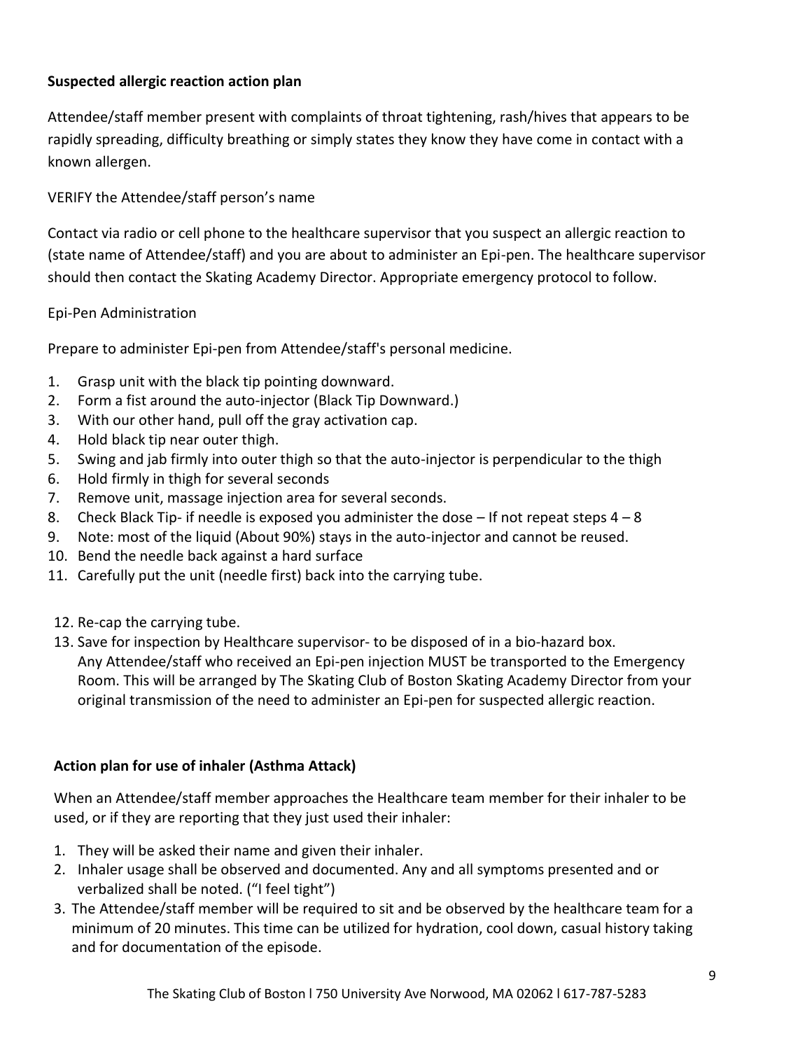**Suspected allergic reaction action plan**

Attendee/staff member present with complaints of throat tightening, rash/hives that appears to be rapidly spreading, difficulty breathing or simply states they know they have come in contact with a known allergen.

VERIFY the Attendee/staff person's name

Contact via radio or cell phone to the healthcare supervisor that you suspect an allergic reaction to (state name of Attendee/staff) and you are about to administer an Epi-pen. The healthcare supervisor should then contact the Skating Academy Director. Appropriate emergency protocol to follow.

Epi-Pen Administration

Prepare to administer Epi-pen from Attendee/staff's personal medicine.

1. Grasp unit with the black tip pointing downward.
2. Form a fist around the auto-injector (Black Tip Downward.)
3. With our other hand, pull off the gray activation cap.
4. Hold black tip near outer thigh.
5. Swing and jab firmly into outer thigh so that the auto-injector is perpendicular to the thigh
6. Hold firmly in thigh for several seconds
7. Remove unit, massage injection area for several seconds.
8. Check Black Tip- if needle is exposed you administer the dose – If not repeat steps 4 – 8
9. Note: most of the liquid (About 90%) stays in the auto-injector and cannot be reused.
10. Bend the needle back against a hard surface
11. Carefully put the unit (needle first) back into the carrying tube.
12. Re-cap the carrying tube.
13. Save for inspection by Healthcare supervisor- to be disposed of in a bio-hazard box. Any Attendee/staff who received an Epi-pen injection MUST be transported to the Emergency Room. This will be arranged by The Skating Club of Boston Skating Academy Director from your original transmission of the need to administer an Epi-pen for suspected allergic reaction.

**Action plan for use of inhaler (Asthma Attack)**

When an Attendee/staff member approaches the Healthcare team member for their inhaler to be used, or if they are reporting that they just used their inhaler:

1. They will be asked their name and given their inhaler.
2. Inhaler usage shall be observed and documented. Any and all symptoms presented and or verbalized shall be noted. ("I feel tight")
3. The Attendee/staff member will be required to sit and be observed by the healthcare team for a minimum of 20 minutes. This time can be utilized for hydration, cool down, casual history taking and for documentation of the episode.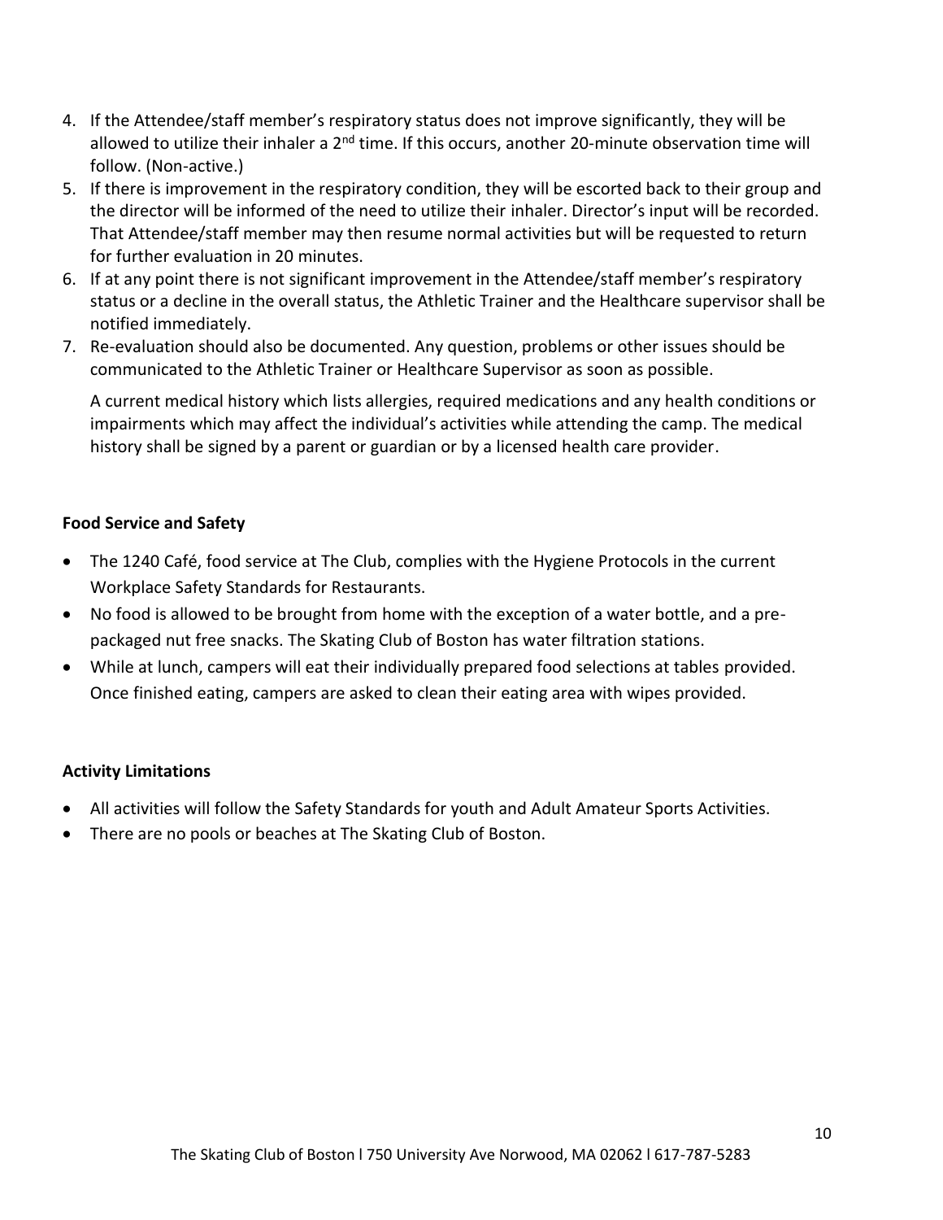4. If the Attendee/staff member's respiratory status does not improve significantly, they will be allowed to utilize their inhaler a 2nd time. If this occurs, another 20-minute observation time will follow. (Non-active.)
5. If there is improvement in the respiratory condition, they will be escorted back to their group and the director will be informed of the need to utilize their inhaler. Director's input will be recorded. That Attendee/staff member may then resume normal activities but will be requested to return for further evaluation in 20 minutes.
6. If at any point there is not significant improvement in the Attendee/staff member's respiratory status or a decline in the overall status, the Athletic Trainer and the Healthcare supervisor shall be notified immediately.
7. Re-evaluation should also be documented. Any question, problems or other issues should be communicated to the Athletic Trainer or Healthcare Supervisor as soon as possible.

   A current medical history which lists allergies, required medications and any health conditions or impairments which may affect the individual's activities while attending the camp. The medical history shall be signed by a parent or guardian or by a licensed health care provider.

**Food Service and Safety**

- The 1240 Café, food service at The Club, complies with the Hygiene Protocols in the current Workplace Safety Standards for Restaurants.
- No food is allowed to be brought from home with the exception of a water bottle, and a pre-packaged nut free snacks. The Skating Club of Boston has water filtration stations.
- While at lunch, campers will eat their individually prepared food selections at tables provided. Once finished eating, campers are asked to clean their eating area with wipes provided.

**Activity Limitations**

- All activities will follow the Safety Standards for youth and Adult Amateur Sports Activities.
- There are no pools or beaches at The Skating Club of Boston.